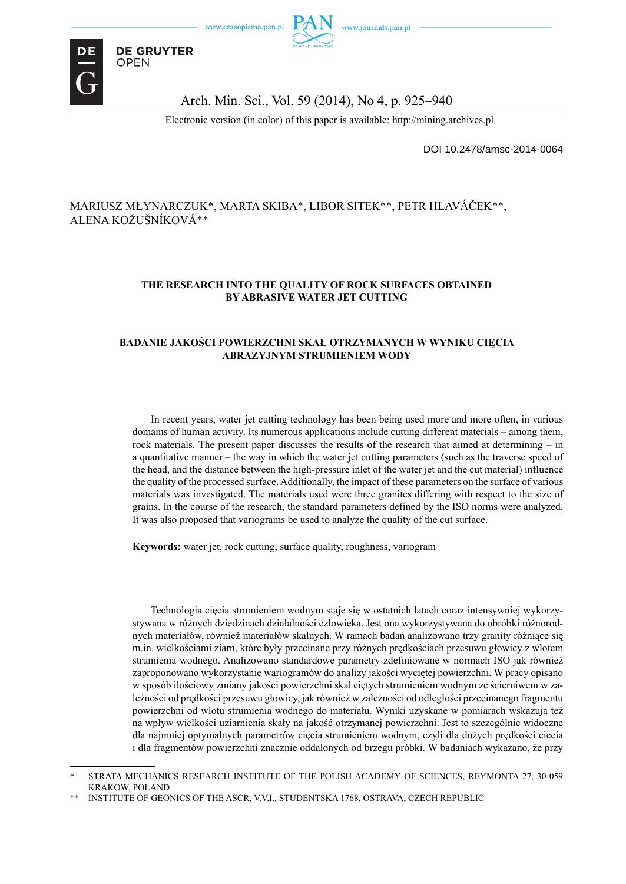DOI 10.2478/amsc-2014-0064

MARIUSZ MŁYNARCZUK*, MARTA SKIBA*, LIBOR SITEK**, PETR HLAVÁČEK**, ALENA KOŽUŠNÍKOVÁ**

# THE RESEARCH INTO THE QUALITY OF ROCK SURFACES OBTAINED BY ABRASIVE WATER JET CUTTING

# BADANIE JAKOŚCI POWIERZCHNI SKAŁ OTRZYMANYCH W WYNIKU CIĘCIA ABRAZYJNYM STRUMIENIEM WODY

In recent years, water jet cutting technology has been being used more and more often, in various domains of human activity. Its numerous applications include cutting different materials – among them, rock materials. The present paper discusses the results of the research that aimed at determining – in a quantitative manner – the way in which the water jet cutting parameters (such as the traverse speed of the head, and the distance between the high-pressure inlet of the water jet and the cut material) influence the quality of the processed surface. Additionally, the impact of these parameters on the surface of various materials was investigated. The materials used were three granites differing with respect to the size of grains. In the course of the research, the standard parameters defined by the ISO norms were analyzed. It was also proposed that variograms be used to analyze the quality of the cut surface.

**Keywords:** water jet, rock cutting, surface quality, roughness, variogram

Technologia cięcia strumieniem wodnym staje się w ostatnich latach coraz intensywniej wykorzystywana w różnych dziedzinach działalności człowieka. Jest ona wykorzystywana do obróbki różnorodnych materiałów, również materiałów skalnych. W ramach badań analizowano trzy granity różniące się m.in. wielkościami ziarn, które były przecinane przy różnych prędkościach przesuwu głowicy z wlotem strumienia wodnego. Analizowano standardowe parametry zdefiniowane w normach ISO jak również zaproponowano wykorzystanie wariogramów do analizy jakości wyciętej powierzchni. W pracy opisano w sposób ilościowy zmiany jakości powierzchni skał ciętych strumieniem wodnym ze ścierniwem w zależności od prędkości przesuwu głowicy, jak również w zależności od odległości przecinanego fragmentu powierzchni od wlotu strumienia wodnego do materiału. Wyniki uzyskane w pomiarach wskazują też na wpływ wielkości uziarnienia skały na jakość otrzymanej powierzchni. Jest to szczególnie widoczne dla najmniej optymalnych parametrów cięcia strumieniem wodnym, czyli dla dużych prędkości cięcia i dla fragmentów powierzchni znacznie oddalonych od brzegu próbki. W badaniach wykazano, że przy

---

\* STRATA MECHANICS RESEARCH INSTITUTE OF THE POLISH ACADEMY OF SCIENCES, REYMONTA 27, 30-059 KRAKOW, POLAND

\*\* INSTITUTE OF GEONICS OF THE ASCR, V.V.I., STUDENTSKA 1768, OSTRAVA, CZECH REPUBLIC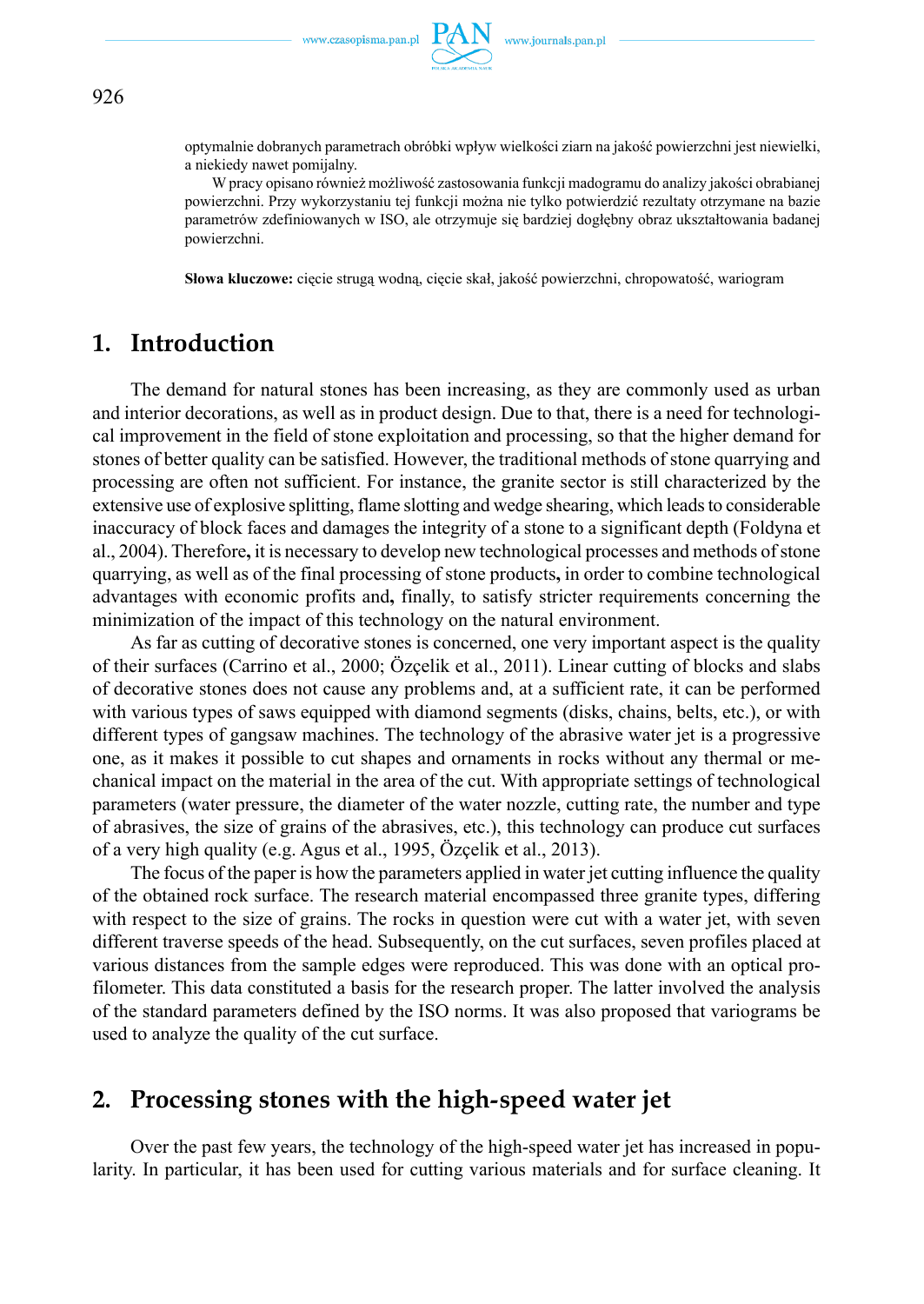optymalnie dobranych parametrach obróbki wpływ wielkości ziarn na jakość powierzchni jest niewielki, a niekiedy nawet pomijalny.

W pracy opisano również możliwość zastosowania funkcji madogramu do analizy jakości obrabianej powierzchni. Przy wykorzystaniu tej funkcji można nie tylko potwierdzić rezultaty otrzymane na bazie parametrów zdefiniowanych w ISO, ale otrzymuje się bardziej dogłębny obraz ukształtowania badanej powierzchni.

**Słowa kluczowe:** cięcie strugą wodną, cięcie skał, jakość powierzchni, chropowatość, wariogram

## 1. Introduction

The demand for natural stones has been increasing, as they are commonly used as urban and interior decorations, as well as in product design. Due to that, there is a need for technological improvement in the field of stone exploitation and processing, so that the higher demand for stones of better quality can be satisfied. However, the traditional methods of stone quarrying and processing are often not sufficient. For instance, the granite sector is still characterized by the extensive use of explosive splitting, flame slotting and wedge shearing, which leads to considerable inaccuracy of block faces and damages the integrity of a stone to a significant depth (Foldyna et al., 2004). Therefore**,** it is necessary to develop new technological processes and methods of stone quarrying, as well as of the final processing of stone products**,** in order to combine technological advantages with economic profits and**,** finally, to satisfy stricter requirements concerning the minimization of the impact of this technology on the natural environment.

As far as cutting of decorative stones is concerned, one very important aspect is the quality of their surfaces (Carrino et al., 2000; Özçelik et al., 2011). Linear cutting of blocks and slabs of decorative stones does not cause any problems and, at a sufficient rate, it can be performed with various types of saws equipped with diamond segments (disks, chains, belts, etc.), or with different types of gangsaw machines. The technology of the abrasive water jet is a progressive one, as it makes it possible to cut shapes and ornaments in rocks without any thermal or mechanical impact on the material in the area of the cut. With appropriate settings of technological parameters (water pressure, the diameter of the water nozzle, cutting rate, the number and type of abrasives, the size of grains of the abrasives, etc.), this technology can produce cut surfaces of a very high quality (e.g. Agus et al., 1995, Özçelik et al., 2013).

The focus of the paper is how the parameters applied in water jet cutting influence the quality of the obtained rock surface. The research material encompassed three granite types, differing with respect to the size of grains. The rocks in question were cut with a water jet, with seven different traverse speeds of the head. Subsequently, on the cut surfaces, seven profiles placed at various distances from the sample edges were reproduced. This was done with an optical profilometer. This data constituted a basis for the research proper. The latter involved the analysis of the standard parameters defined by the ISO norms. It was also proposed that variograms be used to analyze the quality of the cut surface.

## 2. Processing stones with the high-speed water jet

Over the past few years, the technology of the high-speed water jet has increased in popularity. In particular, it has been used for cutting various materials and for surface cleaning. It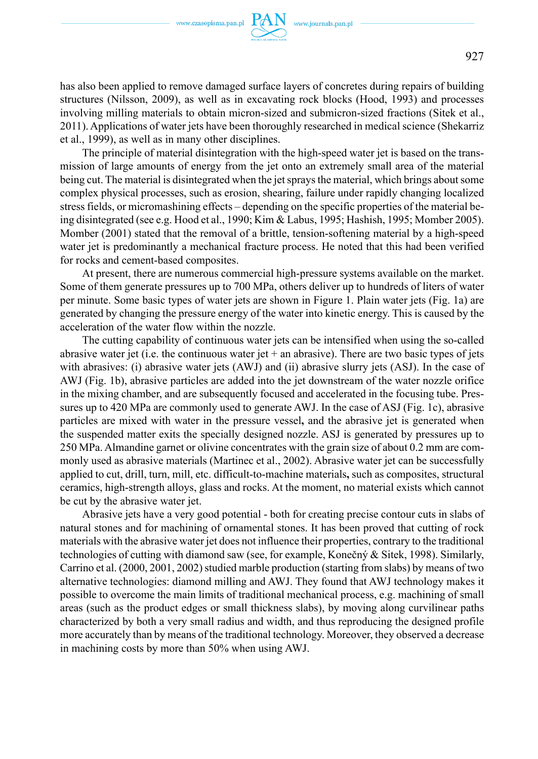has also been applied to remove damaged surface layers of concretes during repairs of building structures (Nilsson, 2009), as well as in excavating rock blocks (Hood, 1993) and processes involving milling materials to obtain micron-sized and submicron-sized fractions (Sitek et al., 2011). Applications of water jets have been thoroughly researched in medical science (Shekarriz et al., 1999), as well as in many other disciplines.

The principle of material disintegration with the high-speed water jet is based on the transmission of large amounts of energy from the jet onto an extremely small area of the material being cut. The material is disintegrated when the jet sprays the material, which brings about some complex physical processes, such as erosion, shearing, failure under rapidly changing localized stress fields, or micromashining effects – depending on the specific properties of the material being disintegrated (see e.g. Hood et al., 1990; Kim & Labus, 1995; Hashish, 1995; Momber 2005). Momber (2001) stated that the removal of a brittle, tension-softening material by a high-speed water jet is predominantly a mechanical fracture process. He noted that this had been verified for rocks and cement-based composites.

At present, there are numerous commercial high-pressure systems available on the market. Some of them generate pressures up to 700 MPa, others deliver up to hundreds of liters of water per minute. Some basic types of water jets are shown in Figure 1. Plain water jets (Fig. 1a) are generated by changing the pressure energy of the water into kinetic energy. This is caused by the acceleration of the water flow within the nozzle.

The cutting capability of continuous water jets can be intensified when using the so-called abrasive water jet (i.e. the continuous water jet + an abrasive). There are two basic types of jets with abrasives: (i) abrasive water jets (AWJ) and (ii) abrasive slurry jets (ASJ). In the case of AWJ (Fig. 1b), abrasive particles are added into the jet downstream of the water nozzle orifice in the mixing chamber, and are subsequently focused and accelerated in the focusing tube. Pressures up to 420 MPa are commonly used to generate AWJ. In the case of ASJ (Fig. 1c), abrasive particles are mixed with water in the pressure vessel, and the abrasive jet is generated when the suspended matter exits the specially designed nozzle. ASJ is generated by pressures up to 250 MPa. Almandine garnet or olivine concentrates with the grain size of about 0.2 mm are commonly used as abrasive materials (Martinec et al., 2002). Abrasive water jet can be successfully applied to cut, drill, turn, mill, etc. difficult-to-machine materials, such as composites, structural ceramics, high-strength alloys, glass and rocks. At the moment, no material exists which cannot be cut by the abrasive water jet.

Abrasive jets have a very good potential - both for creating precise contour cuts in slabs of natural stones and for machining of ornamental stones. It has been proved that cutting of rock materials with the abrasive water jet does not influence their properties, contrary to the traditional technologies of cutting with diamond saw (see, for example, Konečný & Sitek, 1998). Similarly, Carrino et al. (2000, 2001, 2002) studied marble production (starting from slabs) by means of two alternative technologies: diamond milling and AWJ. They found that AWJ technology makes it possible to overcome the main limits of traditional mechanical process, e.g. machining of small areas (such as the product edges or small thickness slabs), by moving along curvilinear paths characterized by both a very small radius and width, and thus reproducing the designed profile more accurately than by means of the traditional technology. Moreover, they observed a decrease in machining costs by more than 50% when using AWJ.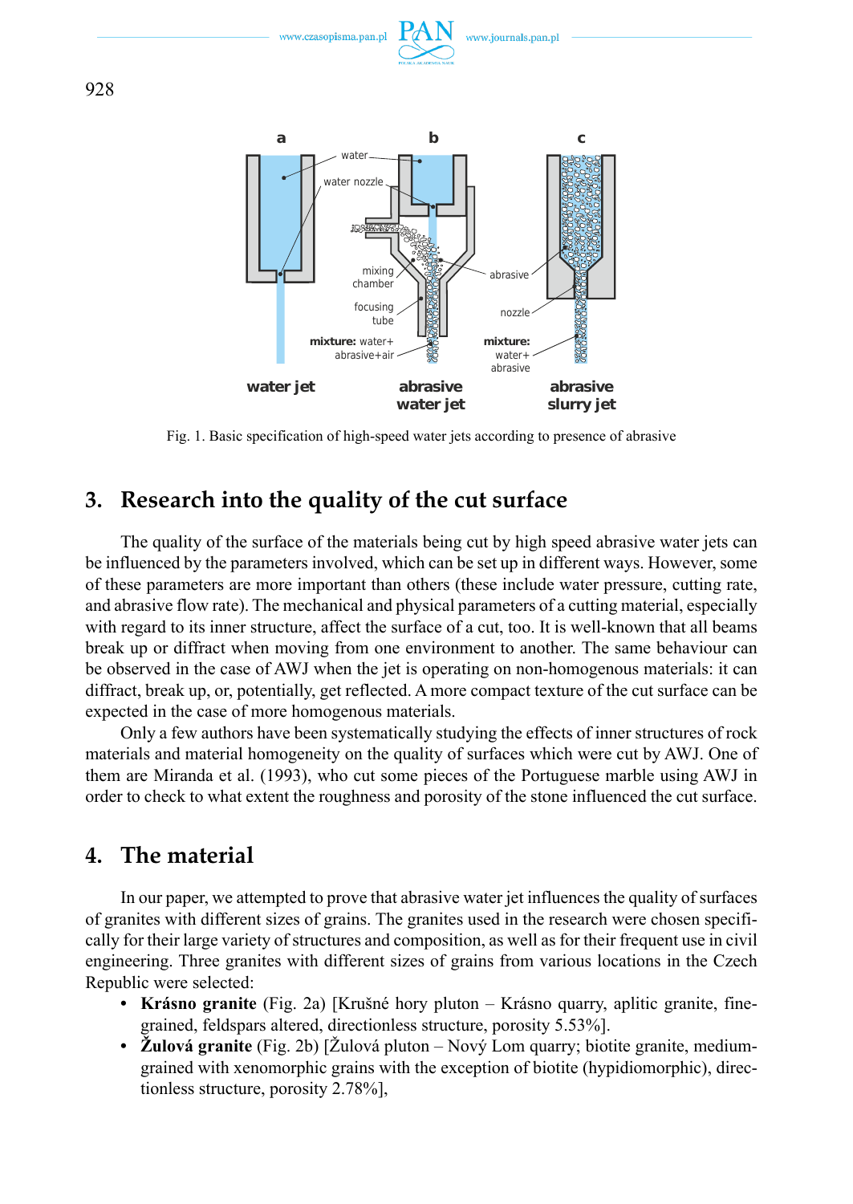Fig. 1. Basic specification of high-speed water jets according to presence of abrasive

## 3. Research into the quality of the cut surface

The quality of the surface of the materials being cut by high speed abrasive water jets can be influenced by the parameters involved, which can be set up in different ways. However, some of these parameters are more important than others (these include water pressure, cutting rate, and abrasive flow rate). The mechanical and physical parameters of a cutting material, especially with regard to its inner structure, affect the surface of a cut, too. It is well-known that all beams break up or diffract when moving from one environment to another. The same behaviour can be observed in the case of AWJ when the jet is operating on non-homogenous materials: it can diffract, break up, or, potentially, get reflected. A more compact texture of the cut surface can be expected in the case of more homogenous materials.

Only a few authors have been systematically studying the effects of inner structures of rock materials and material homogeneity on the quality of surfaces which were cut by AWJ. One of them are Miranda et al. (1993), who cut some pieces of the Portuguese marble using AWJ in order to check to what extent the roughness and porosity of the stone influenced the cut surface.

## 4. The material

In our paper, we attempted to prove that abrasive water jet influences the quality of surfaces of granites with different sizes of grains. The granites used in the research were chosen specifically for their large variety of structures and composition, as well as for their frequent use in civil engineering. Three granites with different sizes of grains from various locations in the Czech Republic were selected:

- **Krásno granite** (Fig. 2a) [Krušné hory pluton – Krásno quarry, aplitic granite, fine-grained, feldspars altered, directionless structure, porosity 5.53%].
- **Žulová granite** (Fig. 2b) [Žulová pluton – Nový Lom quarry; biotite granite, medium-grained with xenomorphic grains with the exception of biotite (hypidiomorphic), directionless structure, porosity 2.78%],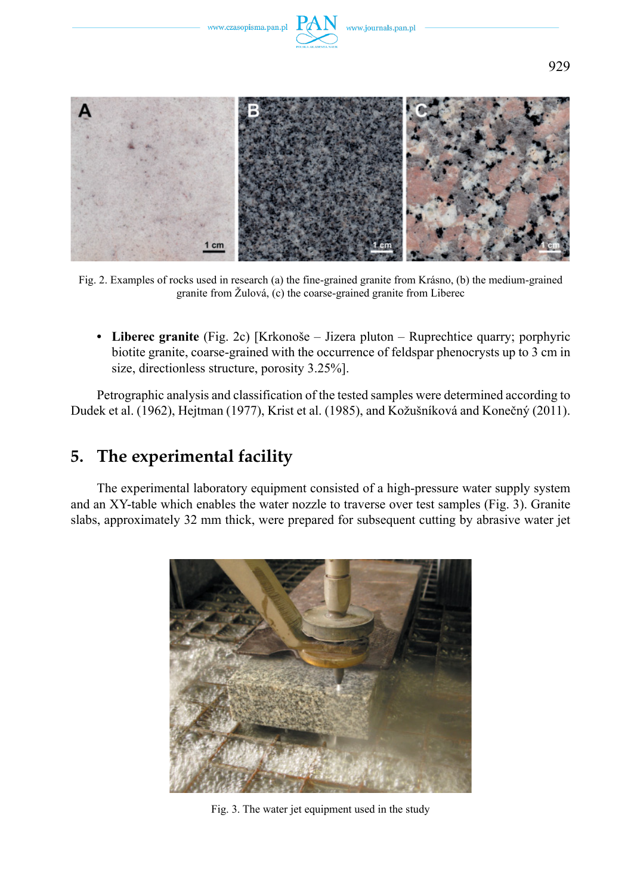Fig. 2. Examples of rocks used in research (a) the fine-grained granite from Krásno, (b) the medium-grained granite from Žulová, (c) the coarse-grained granite from Liberec

- **Liberec granite** (Fig. 2c) [Krkonoše – Jizera pluton – Ruprechtice quarry; porphyric biotite granite, coarse-grained with the occurrence of feldspar phenocrysts up to 3 cm in size, directionless structure, porosity 3.25%].

Petrographic analysis and classification of the tested samples were determined according to Dudek et al. (1962), Hejtman (1977), Krist et al. (1985), and Kožušníková and Konečný (2011).

## 5. The experimental facility

The experimental laboratory equipment consisted of a high-pressure water supply system and an XY-table which enables the water nozzle to traverse over test samples (Fig. 3). Granite slabs, approximately 32 mm thick, were prepared for subsequent cutting by abrasive water jet

Fig. 3. The water jet equipment used in the study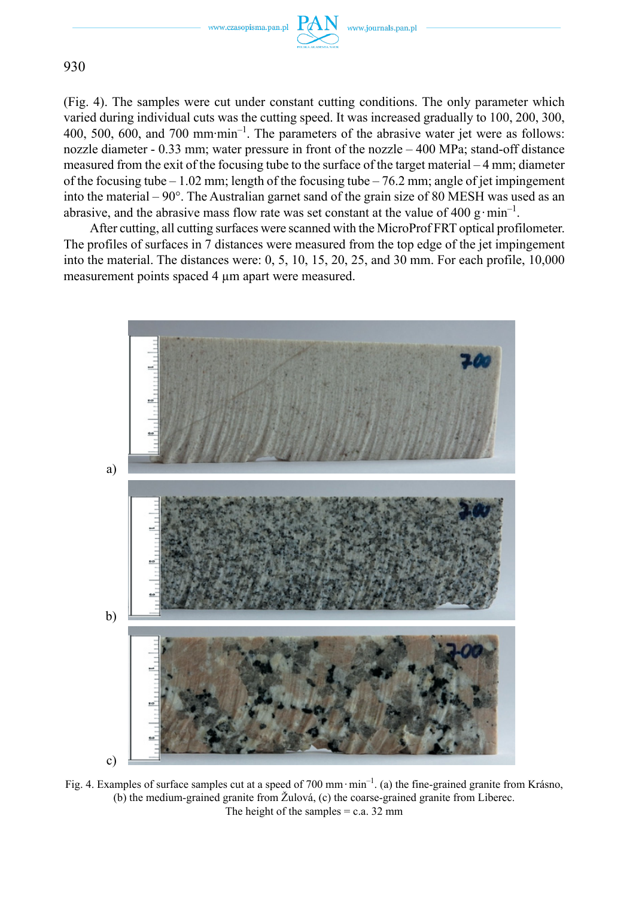(Fig. 4). The samples were cut under constant cutting conditions. The only parameter which varied during individual cuts was the cutting speed. It was increased gradually to 100, 200, 300, 400, 500, 600, and 700 mm·min$^{-1}$. The parameters of the abrasive water jet were as follows: nozzle diameter - 0.33 mm; water pressure in front of the nozzle – 400 MPa; stand-off distance measured from the exit of the focusing tube to the surface of the target material – 4 mm; diameter of the focusing tube – 1.02 mm; length of the focusing tube – 76.2 mm; angle of jet impingement into the material – 90°. The Australian garnet sand of the grain size of 80 MESH was used as an abrasive, and the abrasive mass flow rate was set constant at the value of 400 g·min$^{-1}$.

After cutting, all cutting surfaces were scanned with the MicroProf FRT optical profilometer. The profiles of surfaces in 7 distances were measured from the top edge of the jet impingement into the material. The distances were: 0, 5, 10, 15, 20, 25, and 30 mm. For each profile, 10,000 measurement points spaced 4 µm apart were measured.

Fig. 4. Examples of surface samples cut at a speed of 700 mm·min$^{-1}$. (a) the fine-grained granite from Krásno, (b) the medium-grained granite from Žulová, (c) the coarse-grained granite from Liberec. The height of the samples = c.a. 32 mm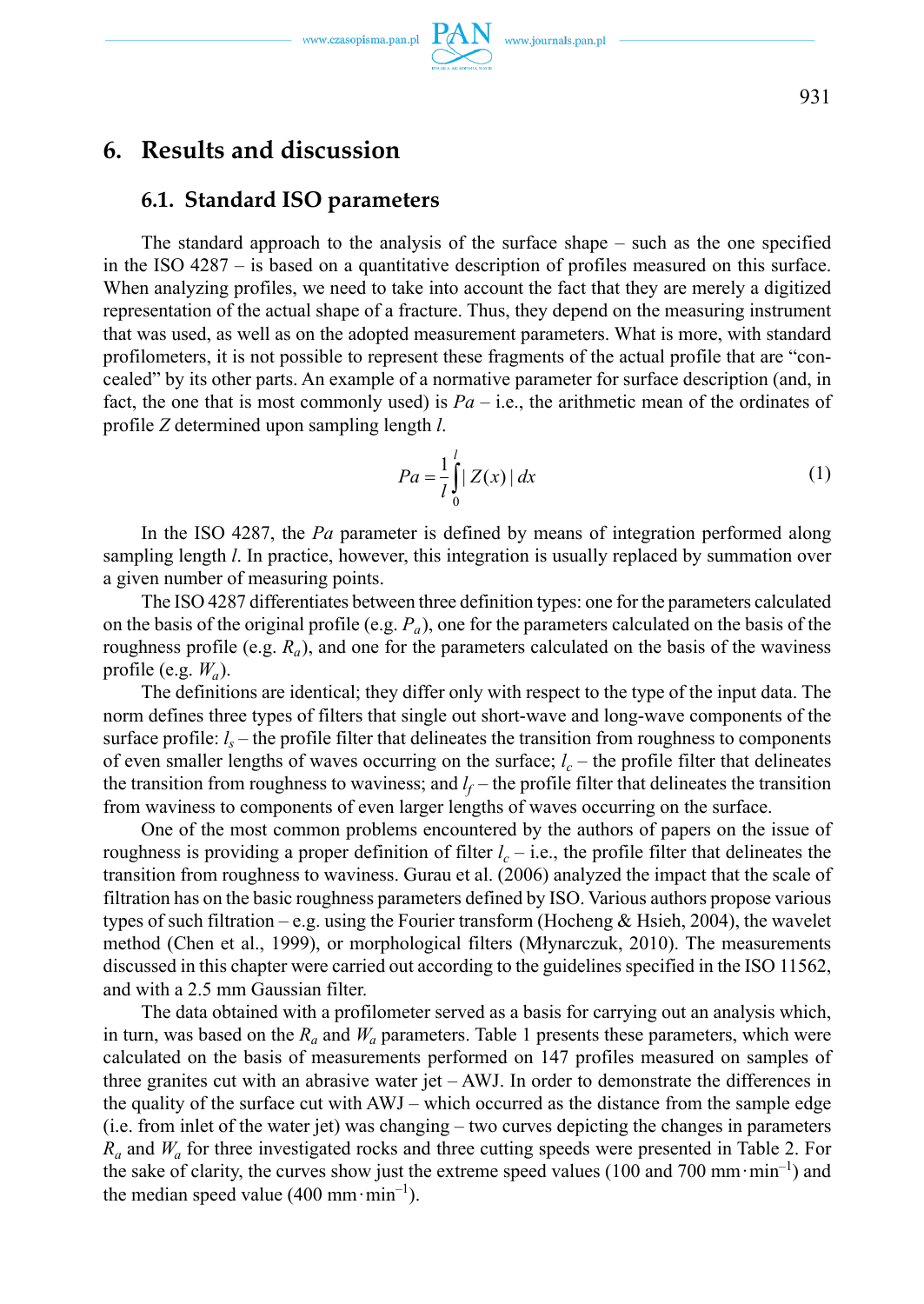# 6. Results and discussion

## 6.1. Standard ISO parameters

The standard approach to the analysis of the surface shape – such as the one specified in the ISO 4287 – is based on a quantitative description of profiles measured on this surface. When analyzing profiles, we need to take into account the fact that they are merely a digitized representation of the actual shape of a fracture. Thus, they depend on the measuring instrument that was used, as well as on the adopted measurement parameters. What is more, with standard profilometers, it is not possible to represent these fragments of the actual profile that are "concealed" by its other parts. An example of a normative parameter for surface description (and, in fact, the one that is most commonly used) is $Pa$ – i.e., the arithmetic mean of the ordinates of profile $Z$ determined upon sampling length $l$.

$$Pa = \frac{1}{l}\int_{0}^{l} |Z(x)|\,dx \tag{1}$$

In the ISO 4287, the $Pa$ parameter is defined by means of integration performed along sampling length $l$. In practice, however, this integration is usually replaced by summation over a given number of measuring points.

The ISO 4287 differentiates between three definition types: one for the parameters calculated on the basis of the original profile (e.g. $P_a$), one for the parameters calculated on the basis of the roughness profile (e.g. $R_a$), and one for the parameters calculated on the basis of the waviness profile (e.g. $W_a$).

The definitions are identical; they differ only with respect to the type of the input data. The norm defines three types of filters that single out short-wave and long-wave components of the surface profile: $l_s$ – the profile filter that delineates the transition from roughness to components of even smaller lengths of waves occurring on the surface; $l_c$ – the profile filter that delineates the transition from roughness to waviness; and $l_f$ – the profile filter that delineates the transition from waviness to components of even larger lengths of waves occurring on the surface.

One of the most common problems encountered by the authors of papers on the issue of roughness is providing a proper definition of filter $l_c$ – i.e., the profile filter that delineates the transition from roughness to waviness. Gurau et al. (2006) analyzed the impact that the scale of filtration has on the basic roughness parameters defined by ISO. Various authors propose various types of such filtration – e.g. using the Fourier transform (Hocheng & Hsieh, 2004), the wavelet method (Chen et al., 1999), or morphological filters (Młynarczuk, 2010). The measurements discussed in this chapter were carried out according to the guidelines specified in the ISO 11562, and with a 2.5 mm Gaussian filter.

The data obtained with a profilometer served as a basis for carrying out an analysis which, in turn, was based on the $R_a$ and $W_a$ parameters. Table 1 presents these parameters, which were calculated on the basis of measurements performed on 147 profiles measured on samples of three granites cut with an abrasive water jet – AWJ. In order to demonstrate the differences in the quality of the surface cut with AWJ – which occurred as the distance from the sample edge (i.e. from inlet of the water jet) was changing – two curves depicting the changes in parameters $R_a$ and $W_a$ for three investigated rocks and three cutting speeds were presented in Table 2. For the sake of clarity, the curves show just the extreme speed values (100 and 700 mm·min$^{-1}$) and the median speed value (400 mm·min$^{-1}$).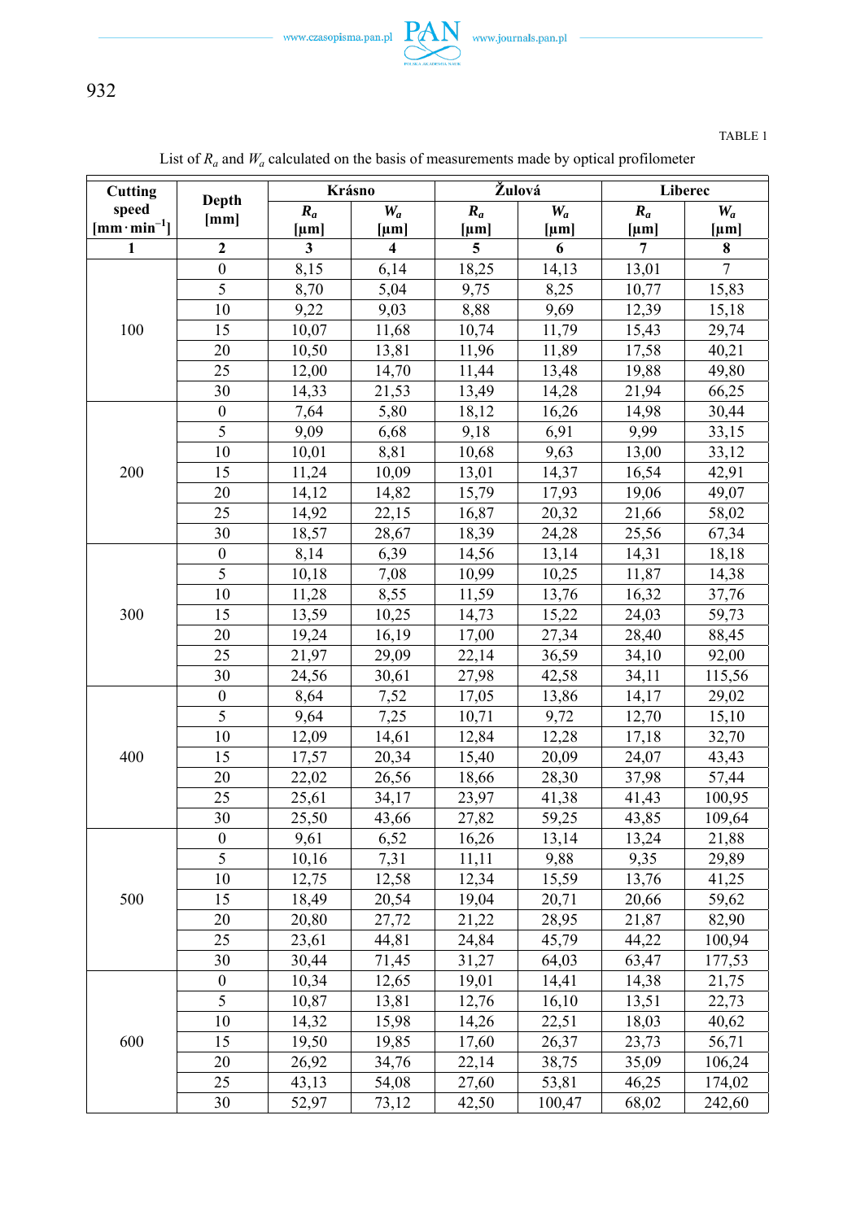TABLE 1

List of $R_a$ and $W_a$ calculated on the basis of measurements made by optical profilometer

| Cutting speed [mm·min$^{-1}$] | Depth [mm] | Krásno | | Žulová | | Liberec | |
|---|---|---|---|---|---|---|---|
| | | $R_a$ [μm] | $W_a$ [μm] | $R_a$ [μm] | $W_a$ [μm] | $R_a$ [μm] | $W_a$ [μm] |
| 1 | 2 | 3 | 4 | 5 | 6 | 7 | 8 |
| 100 | 0 | 8,15 | 6,14 | 18,25 | 14,13 | 13,01 | 7 |
| | 5 | 8,70 | 5,04 | 9,75 | 8,25 | 10,77 | 15,83 |
| | 10 | 9,22 | 9,03 | 8,88 | 9,69 | 12,39 | 15,18 |
| | 15 | 10,07 | 11,68 | 10,74 | 11,79 | 15,43 | 29,74 |
| | 20 | 10,50 | 13,81 | 11,96 | 11,89 | 17,58 | 40,21 |
| | 25 | 12,00 | 14,70 | 11,44 | 13,48 | 19,88 | 49,80 |
| | 30 | 14,33 | 21,53 | 13,49 | 14,28 | 21,94 | 66,25 |
| 200 | 0 | 7,64 | 5,80 | 18,12 | 16,26 | 14,98 | 30,44 |
| | 5 | 9,09 | 6,68 | 9,18 | 6,91 | 9,99 | 33,15 |
| | 10 | 10,01 | 8,81 | 10,68 | 9,63 | 13,00 | 33,12 |
| | 15 | 11,24 | 10,09 | 13,01 | 14,37 | 16,54 | 42,91 |
| | 20 | 14,12 | 14,82 | 15,79 | 17,93 | 19,06 | 49,07 |
| | 25 | 14,92 | 22,15 | 16,87 | 20,32 | 21,66 | 58,02 |
| | 30 | 18,57 | 28,67 | 18,39 | 24,28 | 25,56 | 67,34 |
| 300 | 0 | 8,14 | 6,39 | 14,56 | 13,14 | 14,31 | 18,18 |
| | 5 | 10,18 | 7,08 | 10,99 | 10,25 | 11,87 | 14,38 |
| | 10 | 11,28 | 8,55 | 11,59 | 13,76 | 16,32 | 37,76 |
| | 15 | 13,59 | 10,25 | 14,73 | 15,22 | 24,03 | 59,73 |
| | 20 | 19,24 | 16,19 | 17,00 | 27,34 | 28,40 | 88,45 |
| | 25 | 21,97 | 29,09 | 22,14 | 36,59 | 34,10 | 92,00 |
| | 30 | 24,56 | 30,61 | 27,98 | 42,58 | 34,11 | 115,56 |
| 400 | 0 | 8,64 | 7,52 | 17,05 | 13,86 | 14,17 | 29,02 |
| | 5 | 9,64 | 7,25 | 10,71 | 9,72 | 12,70 | 15,10 |
| | 10 | 12,09 | 14,61 | 12,84 | 12,28 | 17,18 | 32,70 |
| | 15 | 17,57 | 20,34 | 15,40 | 20,09 | 24,07 | 43,43 |
| | 20 | 22,02 | 26,56 | 18,66 | 28,30 | 37,98 | 57,44 |
| | 25 | 25,61 | 34,17 | 23,97 | 41,38 | 41,43 | 100,95 |
| | 30 | 25,50 | 43,66 | 27,82 | 59,25 | 43,85 | 109,64 |
| 500 | 0 | 9,61 | 6,52 | 16,26 | 13,14 | 13,24 | 21,88 |
| | 5 | 10,16 | 7,31 | 11,11 | 9,88 | 9,35 | 29,89 |
| | 10 | 12,75 | 12,58 | 12,34 | 15,59 | 13,76 | 41,25 |
| | 15 | 18,49 | 20,54 | 19,04 | 20,71 | 20,66 | 59,62 |
| | 20 | 20,80 | 27,72 | 21,22 | 28,95 | 21,87 | 82,90 |
| | 25 | 23,61 | 44,81 | 24,84 | 45,79 | 44,22 | 100,94 |
| | 30 | 30,44 | 71,45 | 31,27 | 64,03 | 63,47 | 177,53 |
| 600 | 0 | 10,34 | 12,65 | 19,01 | 14,41 | 14,38 | 21,75 |
| | 5 | 10,87 | 13,81 | 12,76 | 16,10 | 13,51 | 22,73 |
| | 10 | 14,32 | 15,98 | 14,26 | 22,51 | 18,03 | 40,62 |
| | 15 | 19,50 | 19,85 | 17,60 | 26,37 | 23,73 | 56,71 |
| | 20 | 26,92 | 34,76 | 22,14 | 38,75 | 35,09 | 106,24 |
| | 25 | 43,13 | 54,08 | 27,60 | 53,81 | 46,25 | 174,02 |
| | 30 | 52,97 | 73,12 | 42,50 | 100,47 | 68,02 | 242,60 |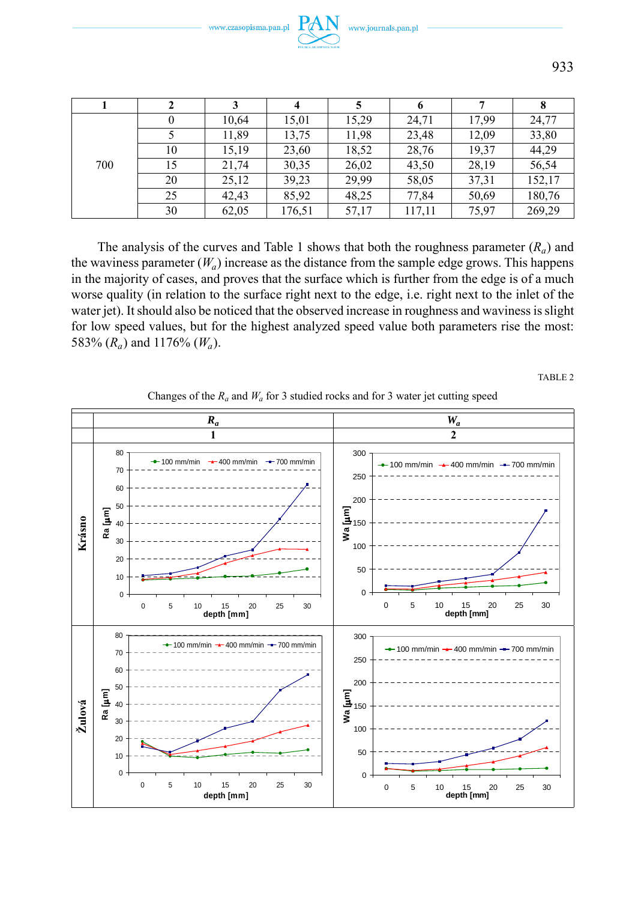| 1 | 2 | 3 | 4 | 5 | 6 | 7 | 8 |
|---|---|---|---|---|---|---|---|
| 700 | 0 | 10,64 | 15,01 | 15,29 | 24,71 | 17,99 | 24,77 |
| | 5 | 11,89 | 13,75 | 11,98 | 23,48 | 12,09 | 33,80 |
| | 10 | 15,19 | 23,60 | 18,52 | 28,76 | 19,37 | 44,29 |
| | 15 | 21,74 | 30,35 | 26,02 | 43,50 | 28,19 | 56,54 |
| | 20 | 25,12 | 39,23 | 29,99 | 58,05 | 37,31 | 152,17 |
| | 25 | 42,43 | 85,92 | 48,25 | 77,84 | 50,69 | 180,76 |
| | 30 | 62,05 | 176,51 | 57,17 | 117,11 | 75,97 | 269,29 |

The analysis of the curves and Table 1 shows that both the roughness parameter ($R_a$) and the waviness parameter ($W_a$) increase as the distance from the sample edge grows. This happens in the majority of cases, and proves that the surface which is further from the edge is of a much worse quality (in relation to the surface right next to the edge, i.e. right next to the inlet of the water jet). It should also be noticed that the observed increase in roughness and waviness is slight for low speed values, but for the highest analyzed speed value both parameters rise the most: 583% ($R_a$) and 1176% ($W_a$).

TABLE 2

Changes of the $R_a$ and $W_a$ for 3 studied rocks and for 3 water jet cutting speed

| | $R_a$ | $W_a$ |
|---|---|---|
| | 1 | 2 |
| **Krásno** | | |
| **Žulová** | | |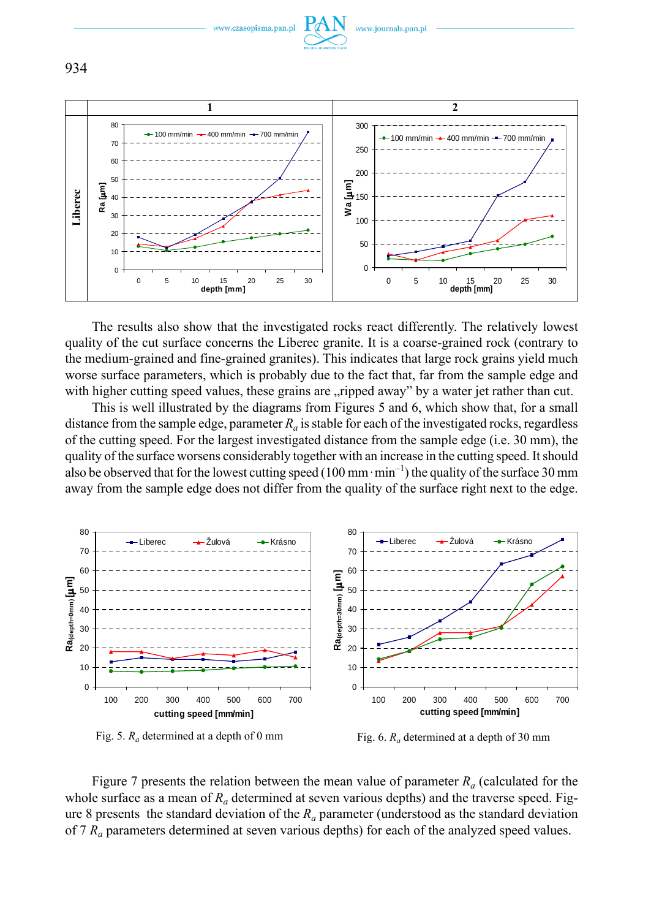The results also show that the investigated rocks react differently. The relatively lowest quality of the cut surface concerns the Liberec granite. It is a coarse-grained rock (contrary to the medium-grained and fine-grained granites). This indicates that large rock grains yield much worse surface parameters, which is probably due to the fact that, far from the sample edge and with higher cutting speed values, these grains are „ripped away" by a water jet rather than cut.

This is well illustrated by the diagrams from Figures 5 and 6, which show that, for a small distance from the sample edge, parameter $R_a$ is stable for each of the investigated rocks, regardless of the cutting speed. For the largest investigated distance from the sample edge (i.e. 30 mm), the quality of the surface worsens considerably together with an increase in the cutting speed. It should also be observed that for the lowest cutting speed (100 mm$\cdot$min$^{-1}$) the quality of the surface 30 mm away from the sample edge does not differ from the quality of the surface right next to the edge.

Fig. 5. $R_a$ determined at a depth of 0 mm

Fig. 6. $R_a$ determined at a depth of 30 mm

Figure 7 presents the relation between the mean value of parameter $R_a$ (calculated for the whole surface as a mean of $R_a$ determined at seven various depths) and the traverse speed. Figure 8 presents the standard deviation of the $R_a$ parameter (understood as the standard deviation of 7 $R_a$ parameters determined at seven various depths) for each of the analyzed speed values.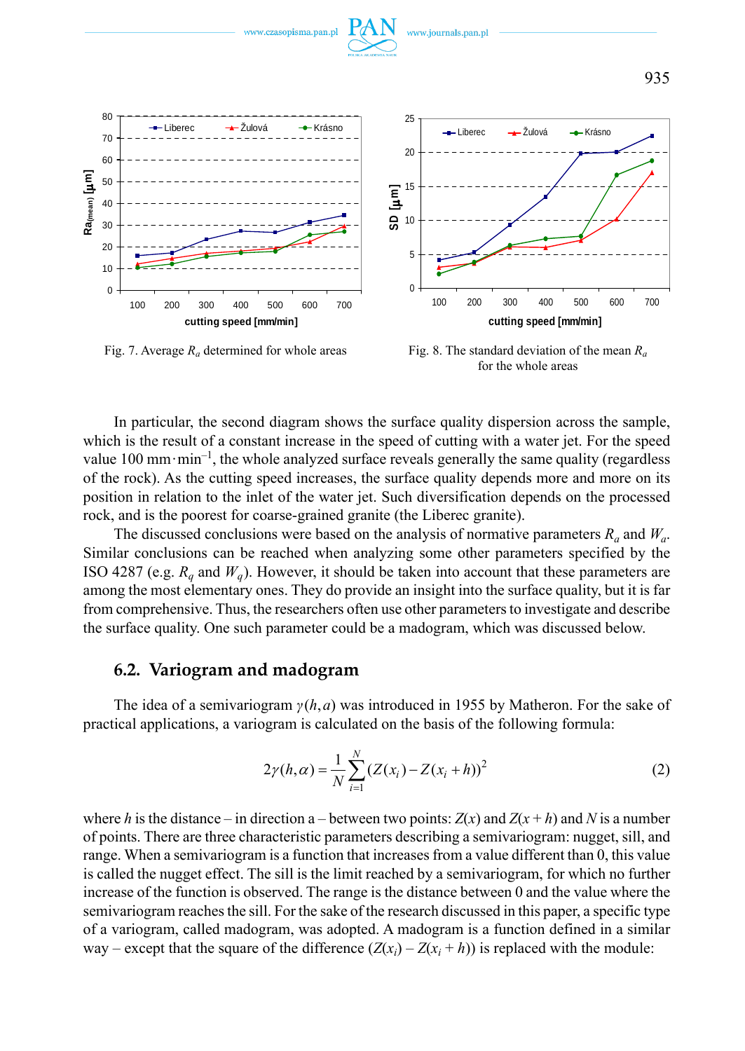Fig. 7. Average $R_a$ determined for whole areas

Fig. 8. The standard deviation of the mean $R_a$ for the whole areas

In particular, the second diagram shows the surface quality dispersion across the sample, which is the result of a constant increase in the speed of cutting with a water jet. For the speed value 100 mm·min$^{-1}$, the whole analyzed surface reveals generally the same quality (regardless of the rock). As the cutting speed increases, the surface quality depends more and more on its position in relation to the inlet of the water jet. Such diversification depends on the processed rock, and is the poorest for coarse-grained granite (the Liberec granite).

The discussed conclusions were based on the analysis of normative parameters $R_a$ and $W_a$. Similar conclusions can be reached when analyzing some other parameters specified by the ISO 4287 (e.g. $R_q$ and $W_q$). However, it should be taken into account that these parameters are among the most elementary ones. They do provide an insight into the surface quality, but it is far from comprehensive. Thus, the researchers often use other parameters to investigate and describe the surface quality. One such parameter could be a madogram, which was discussed below.

## 6.2. Variogram and madogram

The idea of a semivariogram $\gamma(h,a)$ was introduced in 1955 by Matheron. For the sake of practical applications, a variogram is calculated on the basis of the following formula:

$$2\gamma(h,\alpha) = \frac{1}{N}\sum_{i=1}^{N}(Z(x_i) - Z(x_i + h))^2 \qquad (2)$$

where $h$ is the distance – in direction a – between two points: $Z(x)$ and $Z(x + h)$ and $N$ is a number of points. There are three characteristic parameters describing a semivariogram: nugget, sill, and range. When a semivariogram is a function that increases from a value different than 0, this value is called the nugget effect. The sill is the limit reached by a semivariogram, for which no further increase of the function is observed. The range is the distance between 0 and the value where the semivariogram reaches the sill. For the sake of the research discussed in this paper, a specific type of a variogram, called madogram, was adopted. A madogram is a function defined in a similar way – except that the square of the difference $(Z(x_i) – Z(x_i + h))$ is replaced with the module: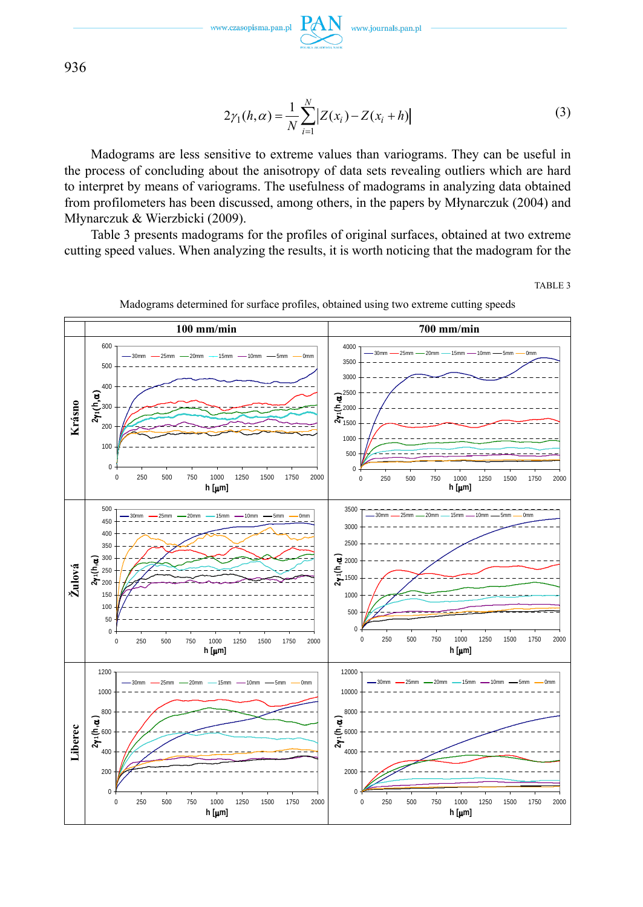$$2\gamma_1(h,\alpha) = \frac{1}{N}\sum_{i=1}^{N}\left|Z(x_i) - Z(x_i + h)\right| \tag{3}$$

Madograms are less sensitive to extreme values than variograms. They can be useful in the process of concluding about the anisotropy of data sets revealing outliers which are hard to interpret by means of variograms. The usefulness of madograms in analyzing data obtained from profilometers has been discussed, among others, in the papers by Młynarczuk (2004) and Młynarczuk & Wierzbicki (2009).

Table 3 presents madograms for the profiles of original surfaces, obtained at two extreme cutting speed values. When analyzing the results, it is worth noticing that the madogram for the

TABLE 3

Madograms determined for surface profiles, obtained using two extreme cutting speeds

| | 100 mm/min | 700 mm/min |
|---|---|---|
| **Krásno** | | |
| **Žulová** | | |
| **Liberec** | | |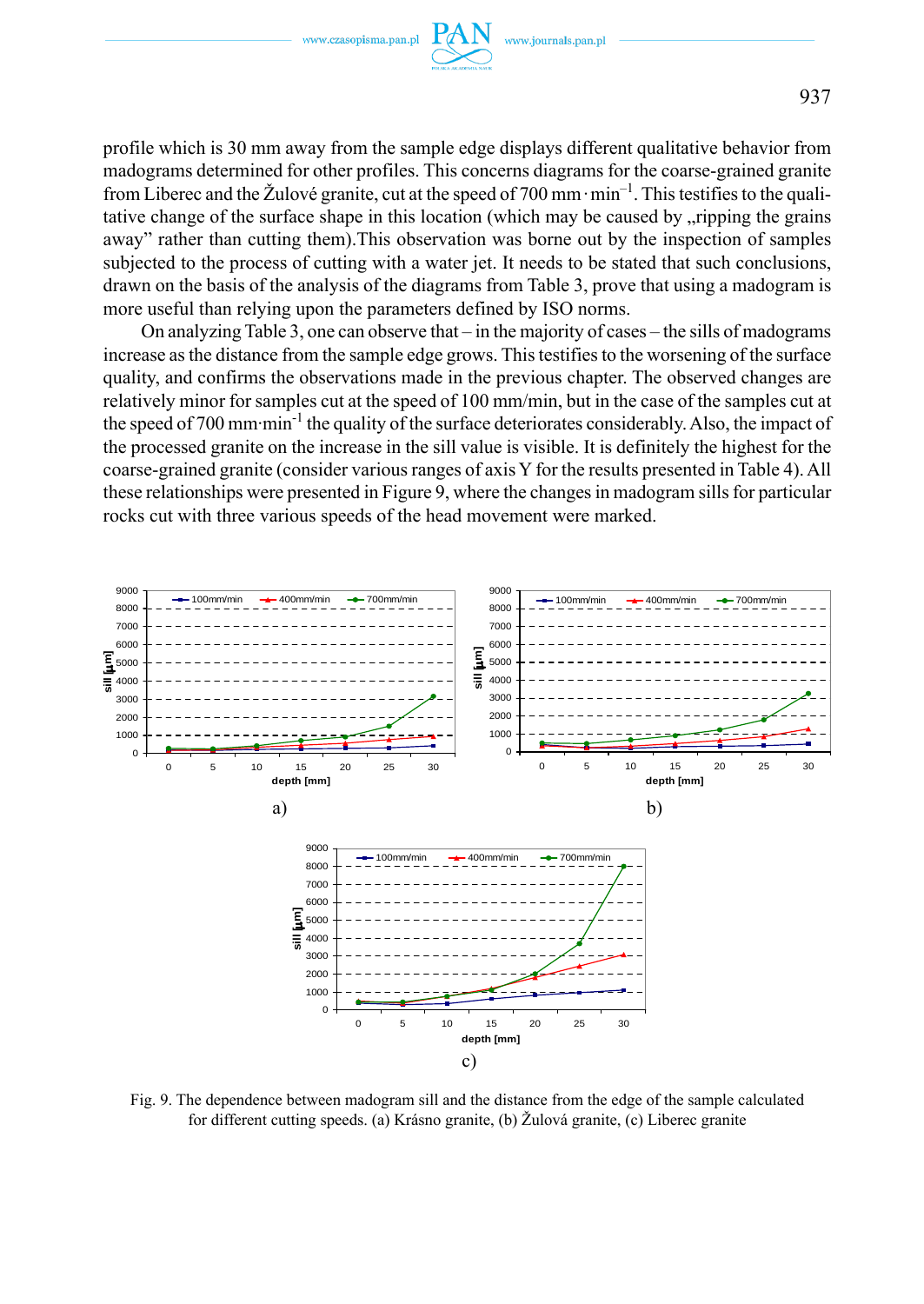profile which is 30 mm away from the sample edge displays different qualitative behavior from madograms determined for other profiles. This concerns diagrams for the coarse-grained granite from Liberec and the Žulové granite, cut at the speed of 700 mm · $min^{-1}$. This testifies to the qualitative change of the surface shape in this location (which may be caused by „ripping the grains away" rather than cutting them).This observation was borne out by the inspection of samples subjected to the process of cutting with a water jet. It needs to be stated that such conclusions, drawn on the basis of the analysis of the diagrams from Table 3, prove that using a madogram is more useful than relying upon the parameters defined by ISO norms.

On analyzing Table 3, one can observe that – in the majority of cases – the sills of madograms increase as the distance from the sample edge grows. This testifies to the worsening of the surface quality, and confirms the observations made in the previous chapter. The observed changes are relatively minor for samples cut at the speed of 100 mm/min, but in the case of the samples cut at the speed of 700 mm·$min^{-1}$ the quality of the surface deteriorates considerably. Also, the impact of the processed granite on the increase in the sill value is visible. It is definitely the highest for the coarse-grained granite (consider various ranges of axis Y for the results presented in Table 4). All these relationships were presented in Figure 9, where the changes in madogram sills for particular rocks cut with three various speeds of the head movement were marked.

Fig. 9. The dependence between madogram sill and the distance from the edge of the sample calculated for different cutting speeds. (a) Krásno granite, (b) Žulová granite, (c) Liberec granite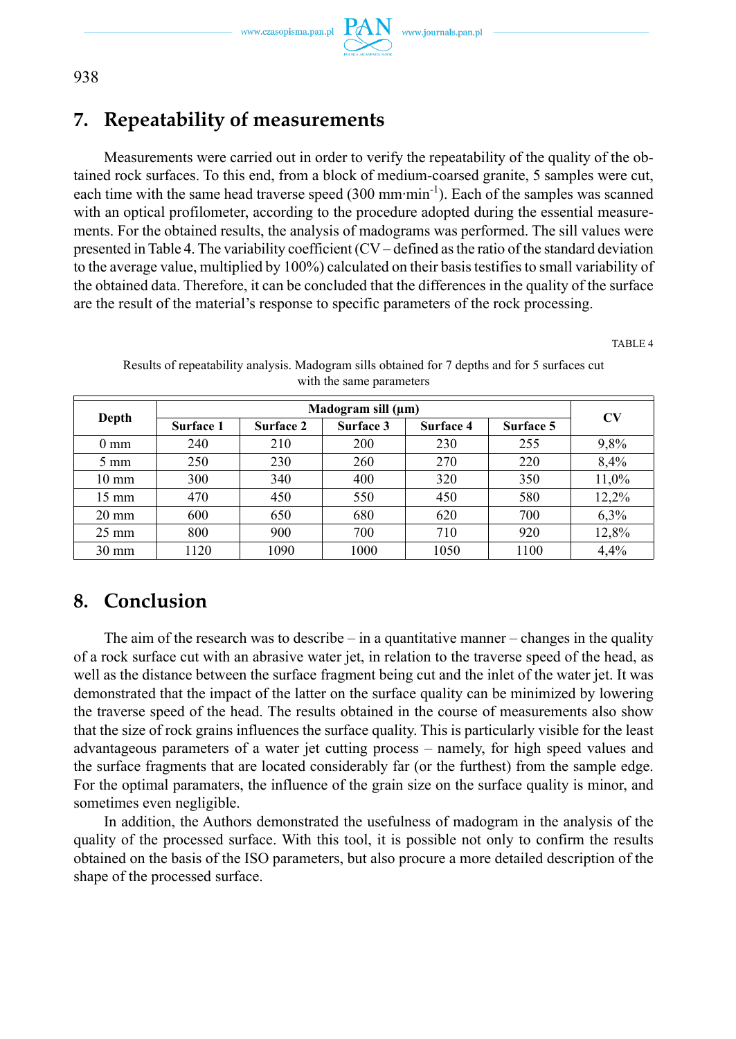## 7. Repeatability of measurements

Measurements were carried out in order to verify the repeatability of the quality of the obtained rock surfaces. To this end, from a block of medium-coarsed granite, 5 samples were cut, each time with the same head traverse speed (300 mm·min$^{-1}$). Each of the samples was scanned with an optical profilometer, according to the procedure adopted during the essential measurements. For the obtained results, the analysis of madograms was performed. The sill values were presented in Table 4. The variability coefficient (CV – defined as the ratio of the standard deviation to the average value, multiplied by 100%) calculated on their basis testifies to small variability of the obtained data. Therefore, it can be concluded that the differences in the quality of the surface are the result of the material's response to specific parameters of the rock processing.

TABLE 4

Results of repeatability analysis. Madogram sills obtained for 7 depths and for 5 surfaces cut with the same parameters

| Depth | Madogram sill (μm) | | | | | CV |
|---|---|---|---|---|---|---|
| | Surface 1 | Surface 2 | Surface 3 | Surface 4 | Surface 5 | |
| 0 mm | 240 | 210 | 200 | 230 | 255 | 9,8% |
| 5 mm | 250 | 230 | 260 | 270 | 220 | 8,4% |
| 10 mm | 300 | 340 | 400 | 320 | 350 | 11,0% |
| 15 mm | 470 | 450 | 550 | 450 | 580 | 12,2% |
| 20 mm | 600 | 650 | 680 | 620 | 700 | 6,3% |
| 25 mm | 800 | 900 | 700 | 710 | 920 | 12,8% |
| 30 mm | 1120 | 1090 | 1000 | 1050 | 1100 | 4,4% |

## 8. Conclusion

The aim of the research was to describe – in a quantitative manner – changes in the quality of a rock surface cut with an abrasive water jet, in relation to the traverse speed of the head, as well as the distance between the surface fragment being cut and the inlet of the water jet. It was demonstrated that the impact of the latter on the surface quality can be minimized by lowering the traverse speed of the head. The results obtained in the course of measurements also show that the size of rock grains influences the surface quality. This is particularly visible for the least advantageous parameters of a water jet cutting process – namely, for high speed values and the surface fragments that are located considerably far (or the furthest) from the sample edge. For the optimal paramaters, the influence of the grain size on the surface quality is minor, and sometimes even negligible.

In addition, the Authors demonstrated the usefulness of madogram in the analysis of the quality of the processed surface. With this tool, it is possible not only to confirm the results obtained on the basis of the ISO parameters, but also procure a more detailed description of the shape of the processed surface.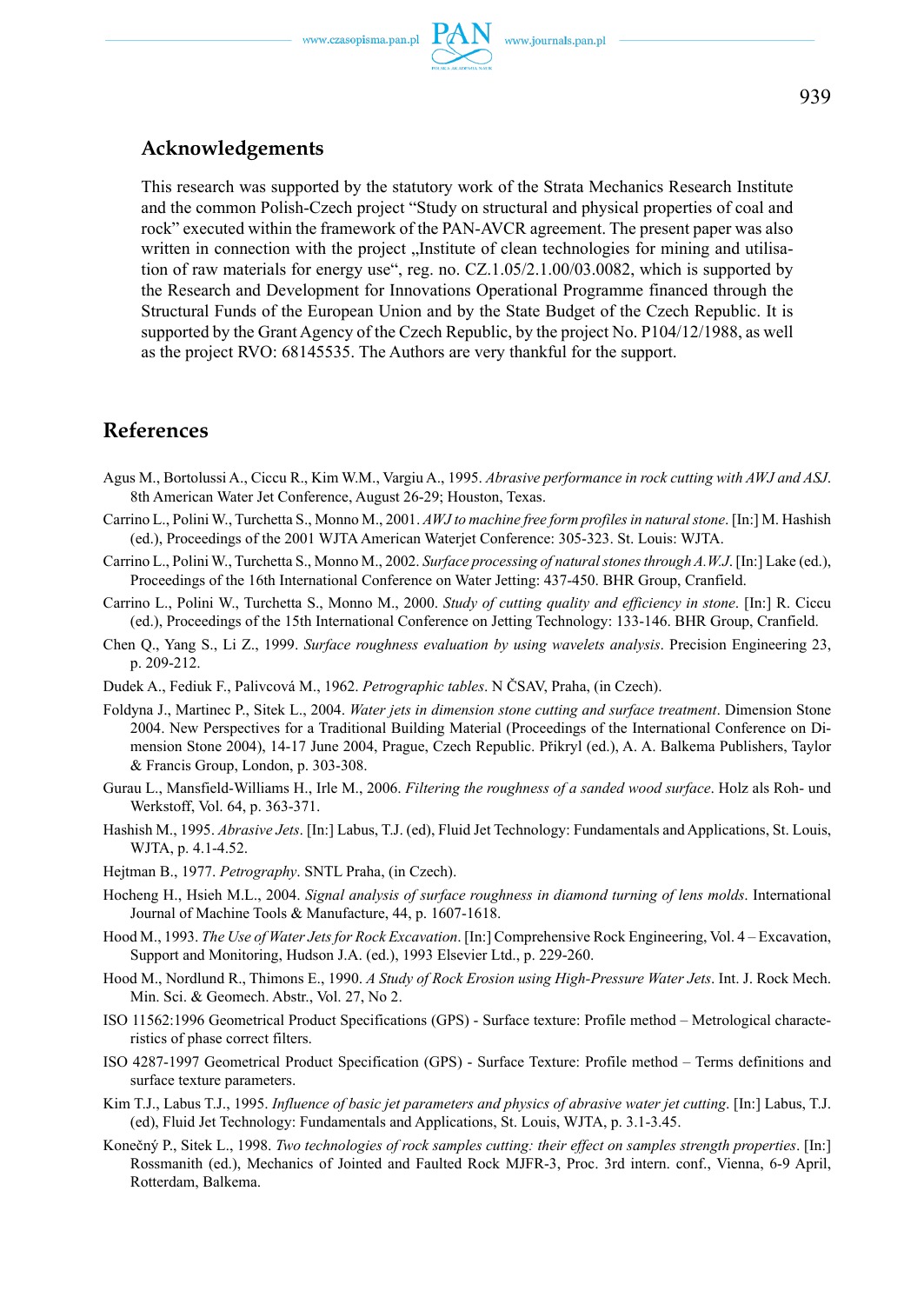## Acknowledgements

This research was supported by the statutory work of the Strata Mechanics Research Institute and the common Polish-Czech project "Study on structural and physical properties of coal and rock" executed within the framework of the PAN-AVCR agreement. The present paper was also written in connection with the project „Institute of clean technologies for mining and utilisation of raw materials for energy use", reg. no. CZ.1.05/2.1.00/03.0082, which is supported by the Research and Development for Innovations Operational Programme financed through the Structural Funds of the European Union and by the State Budget of the Czech Republic. It is supported by the Grant Agency of the Czech Republic, by the project No. P104/12/1988, as well as the project RVO: 68145535. The Authors are very thankful for the support.

## References

Agus M., Bortolussi A., Ciccu R., Kim W.M., Vargiu A., 1995. *Abrasive performance in rock cutting with AWJ and ASJ*. 8th American Water Jet Conference, August 26-29; Houston, Texas.

Carrino L., Polini W., Turchetta S., Monno M., 2001. *AWJ to machine free form profiles in natural stone*. [In:] M. Hashish (ed.), Proceedings of the 2001 WJTA American Waterjet Conference: 305-323. St. Louis: WJTA.

Carrino L., Polini W., Turchetta S., Monno M., 2002. *Surface processing of natural stones through A.W.J.* [In:] Lake (ed.), Proceedings of the 16th International Conference on Water Jetting: 437-450. BHR Group, Cranfield.

Carrino L., Polini W., Turchetta S., Monno M., 2000. *Study of cutting quality and efficiency in stone*. [In:] R. Ciccu (ed.), Proceedings of the 15th International Conference on Jetting Technology: 133-146. BHR Group, Cranfield.

Chen Q., Yang S., Li Z., 1999. *Surface roughness evaluation by using wavelets analysis*. Precision Engineering 23, p. 209-212.

Dudek A., Fediuk F., Palivcová M., 1962. *Petrographic tables*. N ČSAV, Praha, (in Czech).

Foldyna J., Martinec P., Sitek L., 2004. *Water jets in dimension stone cutting and surface treatment*. Dimension Stone 2004. New Perspectives for a Traditional Building Material (Proceedings of the International Conference on Dimension Stone 2004), 14-17 June 2004, Prague, Czech Republic. Přikryl (ed.), A. A. Balkema Publishers, Taylor & Francis Group, London, p. 303-308.

Gurau L., Mansfield-Williams H., Irle M., 2006. *Filtering the roughness of a sanded wood surface*. Holz als Roh- und Werkstoff, Vol. 64, p. 363-371.

Hashish M., 1995. *Abrasive Jets*. [In:] Labus, T.J. (ed), Fluid Jet Technology: Fundamentals and Applications, St. Louis, WJTA, p. 4.1-4.52.

Hejtman B., 1977. *Petrography*. SNTL Praha, (in Czech).

Hocheng H., Hsieh M.L., 2004. *Signal analysis of surface roughness in diamond turning of lens molds*. International Journal of Machine Tools & Manufacture, 44, p. 1607-1618.

Hood M., 1993. *The Use of Water Jets for Rock Excavation*. [In:] Comprehensive Rock Engineering, Vol. 4 – Excavation, Support and Monitoring, Hudson J.A. (ed.), 1993 Elsevier Ltd., p. 229-260.

Hood M., Nordlund R., Thimons E., 1990. *A Study of Rock Erosion using High-Pressure Water Jets*. Int. J. Rock Mech. Min. Sci. & Geomech. Abstr., Vol. 27, No 2.

ISO 11562:1996 Geometrical Product Specifications (GPS) - Surface texture: Profile method – Metrological characteristics of phase correct filters.

ISO 4287-1997 Geometrical Product Specification (GPS) - Surface Texture: Profile method – Terms definitions and surface texture parameters.

Kim T.J., Labus T.J., 1995. *Influence of basic jet parameters and physics of abrasive water jet cutting*. [In:] Labus, T.J. (ed), Fluid Jet Technology: Fundamentals and Applications, St. Louis, WJTA, p. 3.1-3.45.

Konečný P., Sitek L., 1998. *Two technologies of rock samples cutting: their effect on samples strength properties*. [In:] Rossmanith (ed.), Mechanics of Jointed and Faulted Rock MJFR-3, Proc. 3rd intern. conf., Vienna, 6-9 April, Rotterdam, Balkema.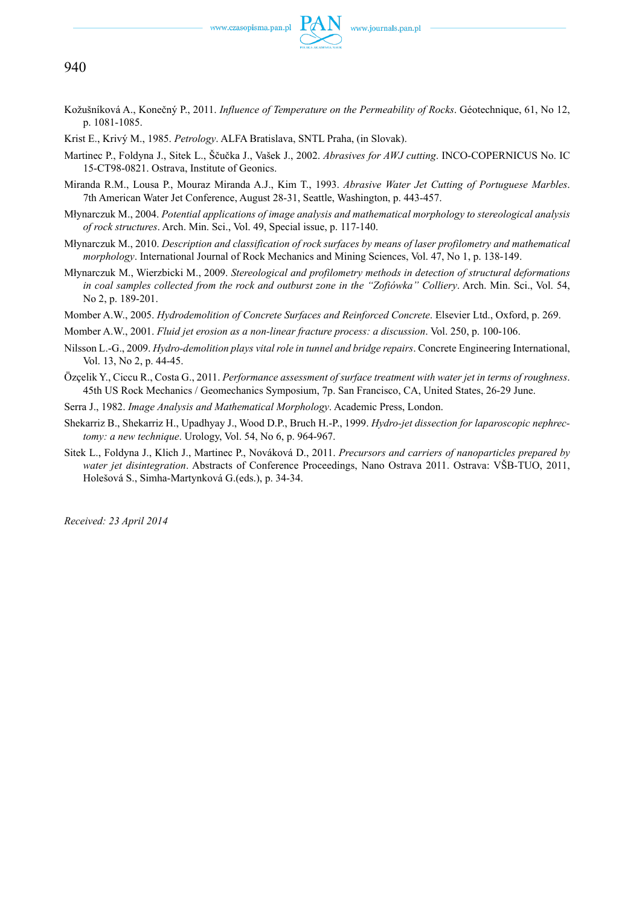Kožušníková A., Konečný P., 2011. *Influence of Temperature on the Permeability of Rocks*. Géotechnique, 61, No 12, p. 1081-1085.

Krist E., Krivý M., 1985. *Petrology*. ALFA Bratislava, SNTL Praha, (in Slovak).

Martinec P., Foldyna J., Sitek L., Ščučka J., Vašek J., 2002. *Abrasives for AWJ cutting*. INCO-COPERNICUS No. IC 15-CT98-0821. Ostrava, Institute of Geonics.

Miranda R.M., Lousa P., Mouraz Miranda A.J., Kim T., 1993. *Abrasive Water Jet Cutting of Portuguese Marbles*. 7th American Water Jet Conference, August 28-31, Seattle, Washington, p. 443-457.

Młynarczuk M., 2004. *Potential applications of image analysis and mathematical morphology to stereological analysis of rock structures*. Arch. Min. Sci., Vol. 49, Special issue, p. 117-140.

Młynarczuk M., 2010. *Description and classification of rock surfaces by means of laser profilometry and mathematical morphology*. International Journal of Rock Mechanics and Mining Sciences, Vol. 47, No 1, p. 138-149.

Młynarczuk M., Wierzbicki M., 2009. *Stereological and profilometry methods in detection of structural deformations in coal samples collected from the rock and outburst zone in the "Zofiówka" Colliery*. Arch. Min. Sci., Vol. 54, No 2, p. 189-201.

Momber A.W., 2005. *Hydrodemolition of Concrete Surfaces and Reinforced Concrete*. Elsevier Ltd., Oxford, p. 269.

Momber A.W., 2001. *Fluid jet erosion as a non-linear fracture process: a discussion*. Vol. 250, p. 100-106.

Nilsson L.-G., 2009. *Hydro-demolition plays vital role in tunnel and bridge repairs*. Concrete Engineering International, Vol. 13, No 2, p. 44-45.

Özçelik Y., Ciccu R., Costa G., 2011. *Performance assessment of surface treatment with water jet in terms of roughness*. 45th US Rock Mechanics / Geomechanics Symposium, 7p. San Francisco, CA, United States, 26-29 June.

Serra J., 1982. *Image Analysis and Mathematical Morphology*. Academic Press, London.

Shekarriz B., Shekarriz H., Upadhyay J., Wood D.P., Bruch H.-P., 1999. *Hydro-jet dissection for laparoscopic nephrectomy: a new technique*. Urology, Vol. 54, No 6, p. 964-967.

Sitek L., Foldyna J., Klich J., Martinec P., Nováková D., 2011. *Precursors and carriers of nanoparticles prepared by water jet disintegration*. Abstracts of Conference Proceedings, Nano Ostrava 2011. Ostrava: VŠB-TUO, 2011, Holešová S., Simha-Martynková G.(eds.), p. 34-34.

*Received: 23 April 2014*